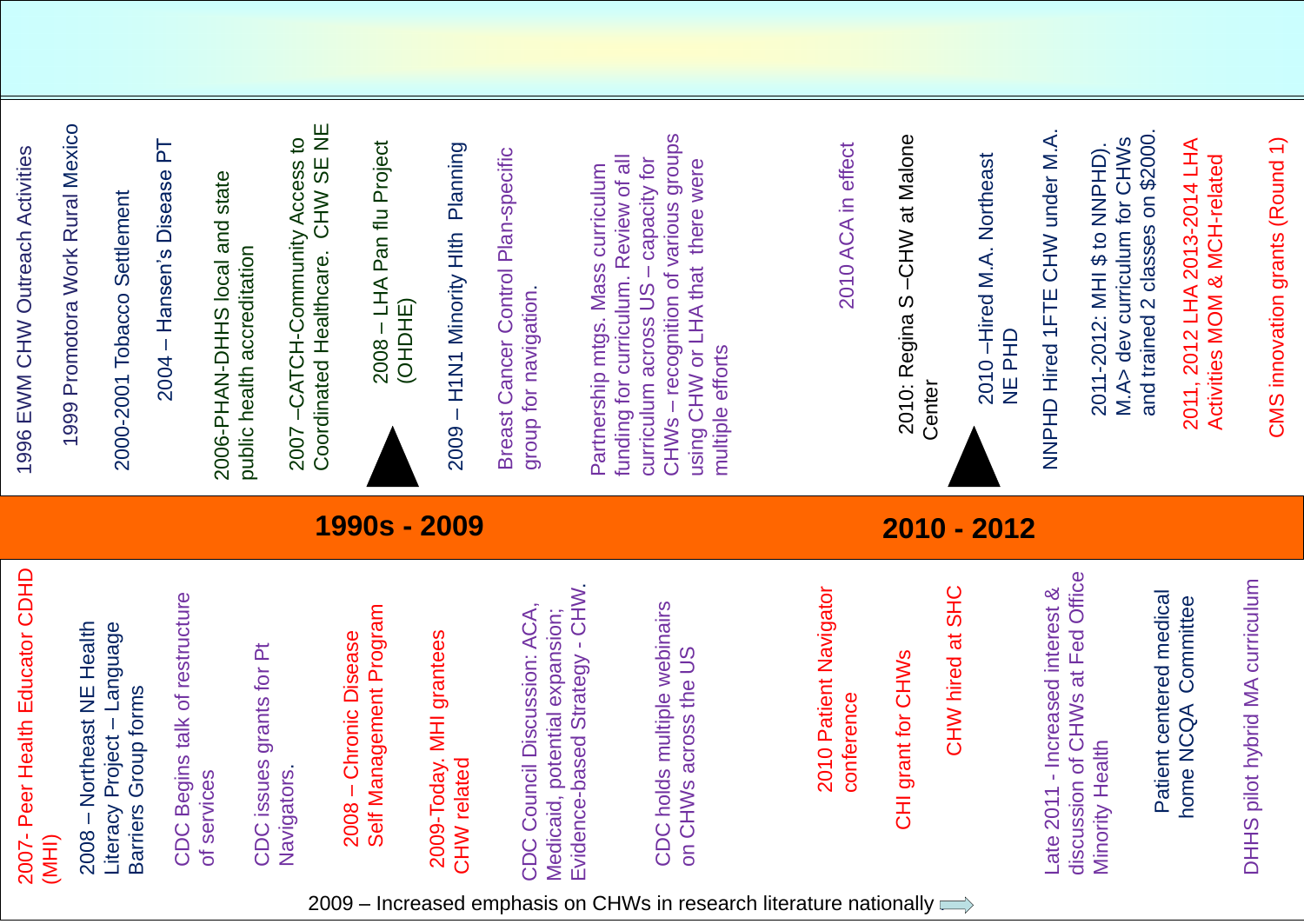## 1990s - 2009

- 1996 EWM CHW Outreach Activities
- 1999 Promotora Work Rural Mexico
- 2000-2001 Tobacco Settlement
- 2004 – Hansen's Disease PT
- 2006-PHAN-DHHS local and state public health accreditation
- 2007 –CATCH-Community Access to Coordinated Healthcare. CHW SE NE
- 2008 – LHA Pan flu Project (OHDHE)
- 2009 – H1N1 Minority Hlth Planning
- Breast Cancer Control Plan-specific group for navigation.
- Partnership mtgs. Mass curriculum funding for curriculum. Review of all curriculum across US – capacity for CHWs – recognition of various groups using CHW or LHA that there were multiple efforts

- 2007- Peer Health Educator CDHD (MHI)
- 2008 – Northeast NE Health Literacy Project – Language Barriers Group forms
- CDC Begins talk of restructure of services
- CDC issues grants for Pt Navigators.
- 2008 – Chronic Disease Self Management Program
- 2009-Today. MHI grantees CHW related
- CDC Council Discussion: ACA, Medicaid, potential expansion; Evidence-based Strategy - CHW.
- CDC holds multiple webinairs on CHWs across the US

2009 – Increased emphasis on CHWs in research literature nationally

## 2010 - 2012

- 2010 ACA in effect
- 2010: Regina S –CHW at Malone Center
- 2010 –Hired M.A. Northeast NE PHD
- NNPHD Hired 1FTE CHW under M.A.
- 2011-2012: MHI $ to NNPHD). M.A> dev curriculum for CHWs and trained 2 classes on $2000.
- 2011, 2012 LHA 2013-2014 LHA Activities MOM & MCH-related
- CMS innovation grants (Round 1)

- 2010 Patient Navigator conference
- CHI grant for CHWs
- CHW hired at SHC
- Late 2011 - Increased interest & discussion of CHWs at Fed Office Minority Health
- Patient centered medical home NCQA Committee
- DHHS pilot hybrid MA curriculum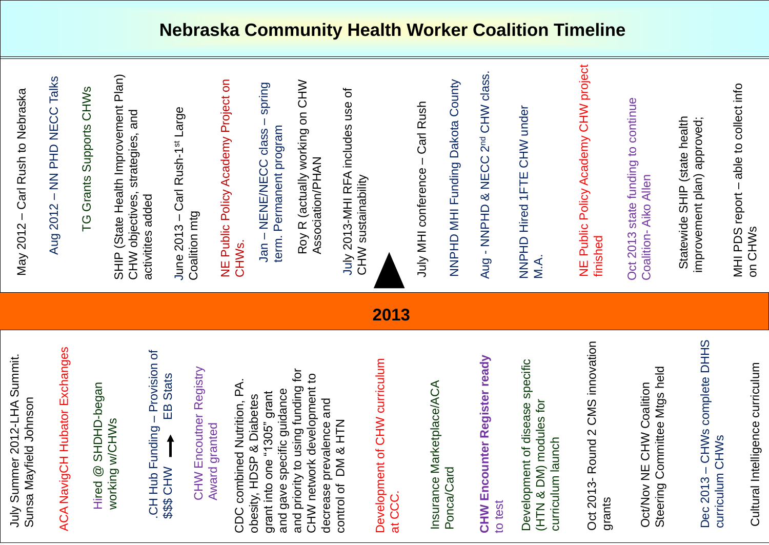# Nebraska Community Health Worker Coalition Timeline

- May 2012 – Carl Rush to Nebraska
- Aug 2012 – NN PHD NECC Talks
- TG Grants Supports CHWs
- SHIP (State Health Improvement Plan) CHW objectives, strategies, and activitites added
- June 2013 – Carl Rush-1st Large Coalition mtg
- NE Public Policy Academy Project on CHWs.
- Jan – NENE/NECC class – spring term. Permanent program
- Roy R (actually working on CHW Association/PHAN
- July 2013-MHI RFA includes use of CHW sustainability
- July MHI conference – Carl Rush
- NNPHD MHI Funding Dakota County
- Aug - NNPHD & NECC 2nd CHW class.
- NNPHD Hired 1FTE CHW under M.A.
- NE Public Policy Academy CHW project finished
- Oct 2013 state funding to continue Coalition- Aiko Allen
- Statewide SHIP (state health improvement plan) approved;
- MHI PDS report – able to collect info on CHWs

## 2013

- July Summer 2012-LHA Summit. Sunsa Mayfield Johnson
- ACA NavigCH Hubator Exchanges
- Hired @ SHDHD-began working w/CHWs
- .CH Hub Funding – Provision of $$$ CHW → EB Stats
- CHW Encoutner Registry Award granted
- CDC combined Nutrition, PA. obesity, HDSP & Diabetes grant into one "1305" grant and gave specific guidance and priority to using funding for CHW network development to decrease prevalence and control of DM & HTN
- Development of CHW curriculum at CCC.
- Insurance Marketplace/ACA Ponca/Card
- **CHW Encounter Register ready** to test
- Development of disease specific (HTN & DM) modules for curriculum launch
- Oct 2013- Round 2 CMS innovation grants
- Oct/Nov NE CHW Coalition Steering Committee Mtgs held
- Dec 2013 – CHWs complete DHHS curriculum CHWs
- Cultural Intelligence curriculum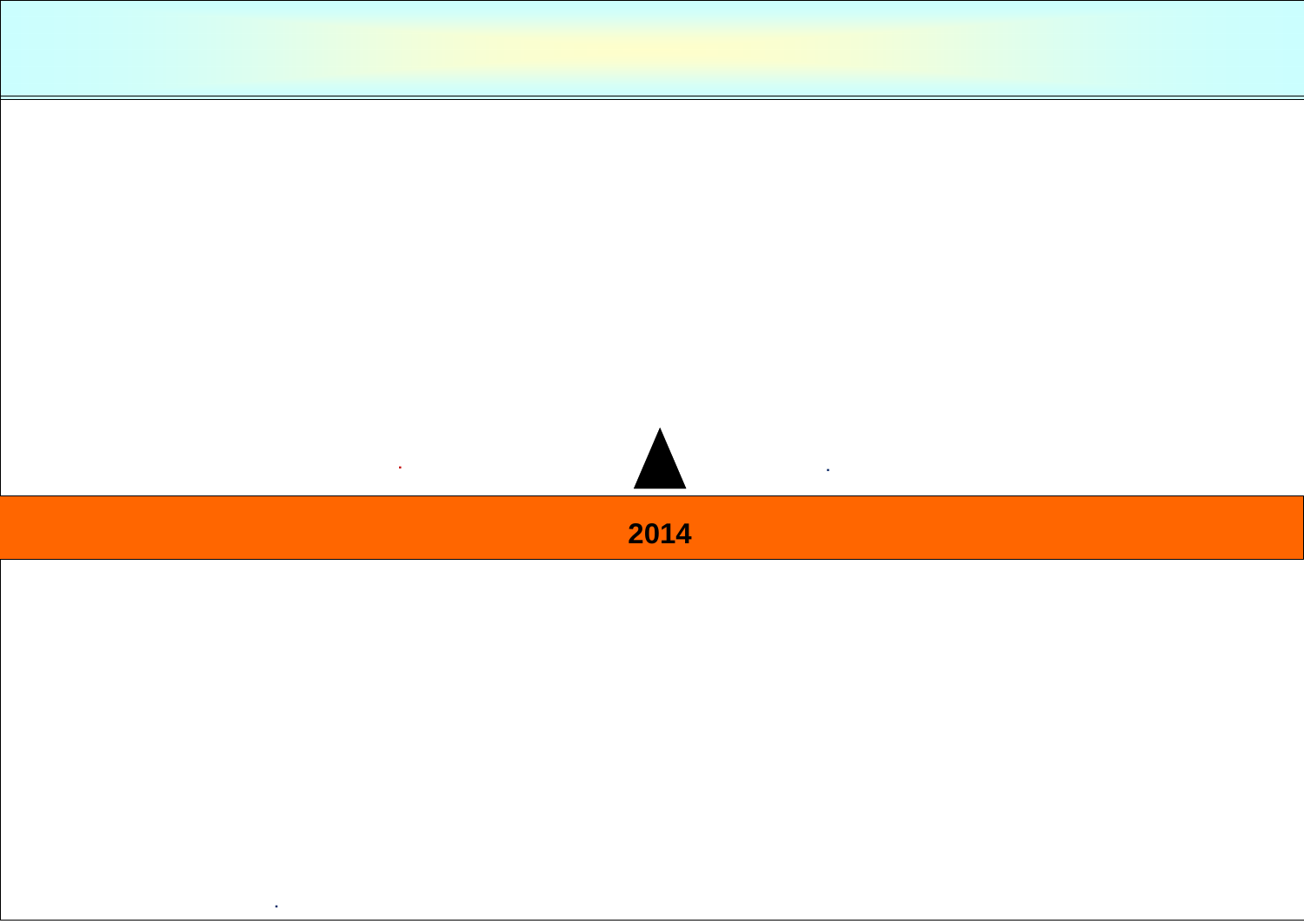**2014**